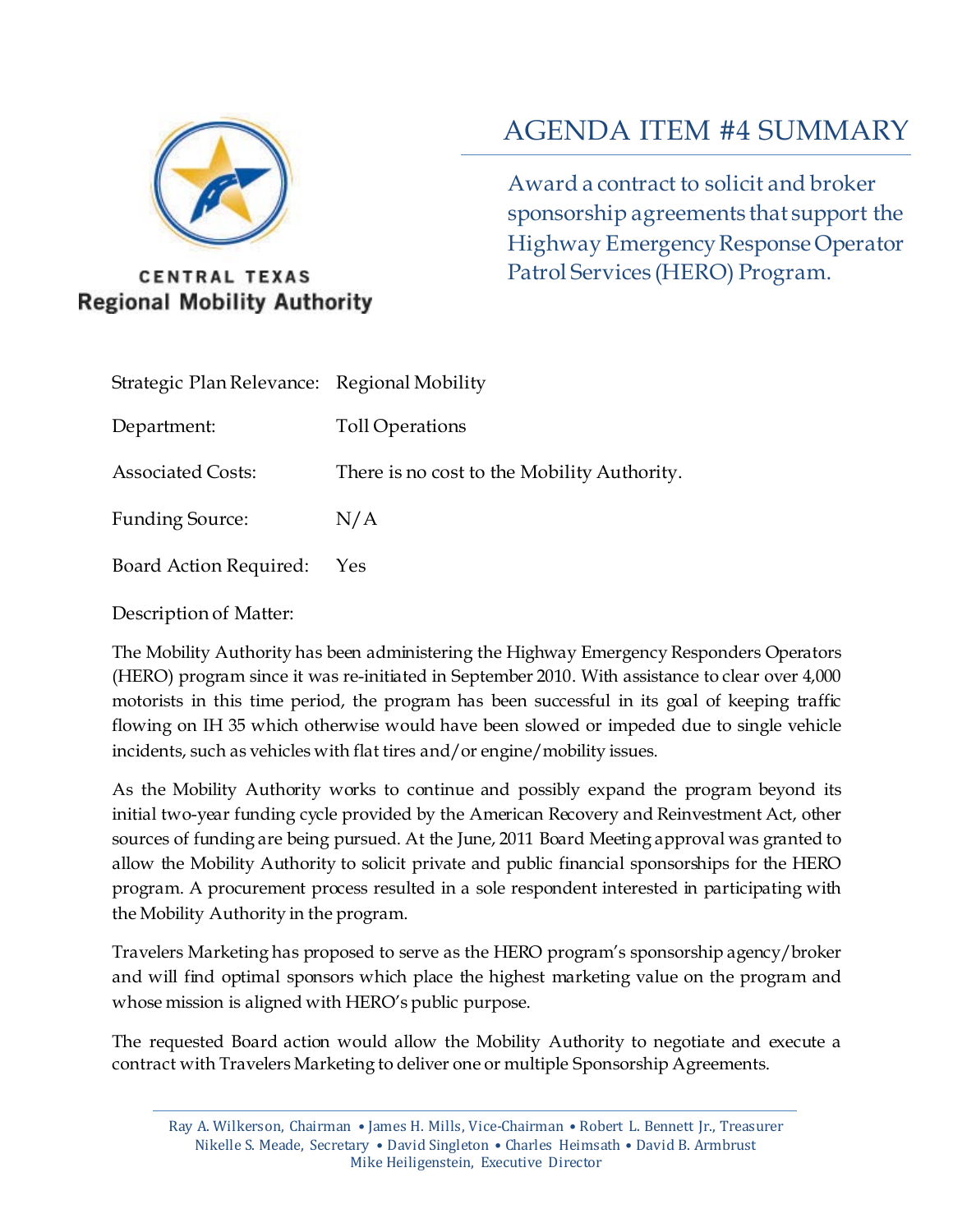CENTRAL TEXAS
**Regional Mobility Authority**

# AGENDA ITEM #4 SUMMARY

## Award a contract to solicit and broker sponsorship agreements that support the Highway Emergency Response Operator Patrol Services (HERO) Program.

| | |
|---|---|
| Strategic Plan Relevance: | Regional Mobility |
| Department: | Toll Operations |
| Associated Costs: | There is no cost to the Mobility Authority. |
| Funding Source: | N/A |
| Board Action Required: | Yes |

Description of Matter:

The Mobility Authority has been administering the Highway Emergency Responders Operators (HERO) program since it was re-initiated in September 2010. With assistance to clear over 4,000 motorists in this time period, the program has been successful in its goal of keeping traffic flowing on IH 35 which otherwise would have been slowed or impeded due to single vehicle incidents, such as vehicles with flat tires and/or engine/mobility issues.

As the Mobility Authority works to continue and possibly expand the program beyond its initial two-year funding cycle provided by the American Recovery and Reinvestment Act, other sources of funding are being pursued. At the June, 2011 Board Meeting approval was granted to allow the Mobility Authority to solicit private and public financial sponsorships for the HERO program. A procurement process resulted in a sole respondent interested in participating with the Mobility Authority in the program.

Travelers Marketing has proposed to serve as the HERO program's sponsorship agency/broker and will find optimal sponsors which place the highest marketing value on the program and whose mission is aligned with HERO's public purpose.

The requested Board action would allow the Mobility Authority to negotiate and execute a contract with Travelers Marketing to deliver one or multiple Sponsorship Agreements.

Ray A. Wilkerson, Chairman • James H. Mills, Vice-Chairman • Robert L. Bennett Jr., Treasurer
Nikelle S. Meade, Secretary • David Singleton • Charles Heimsath • David B. Armbrust
Mike Heiligenstein, Executive Director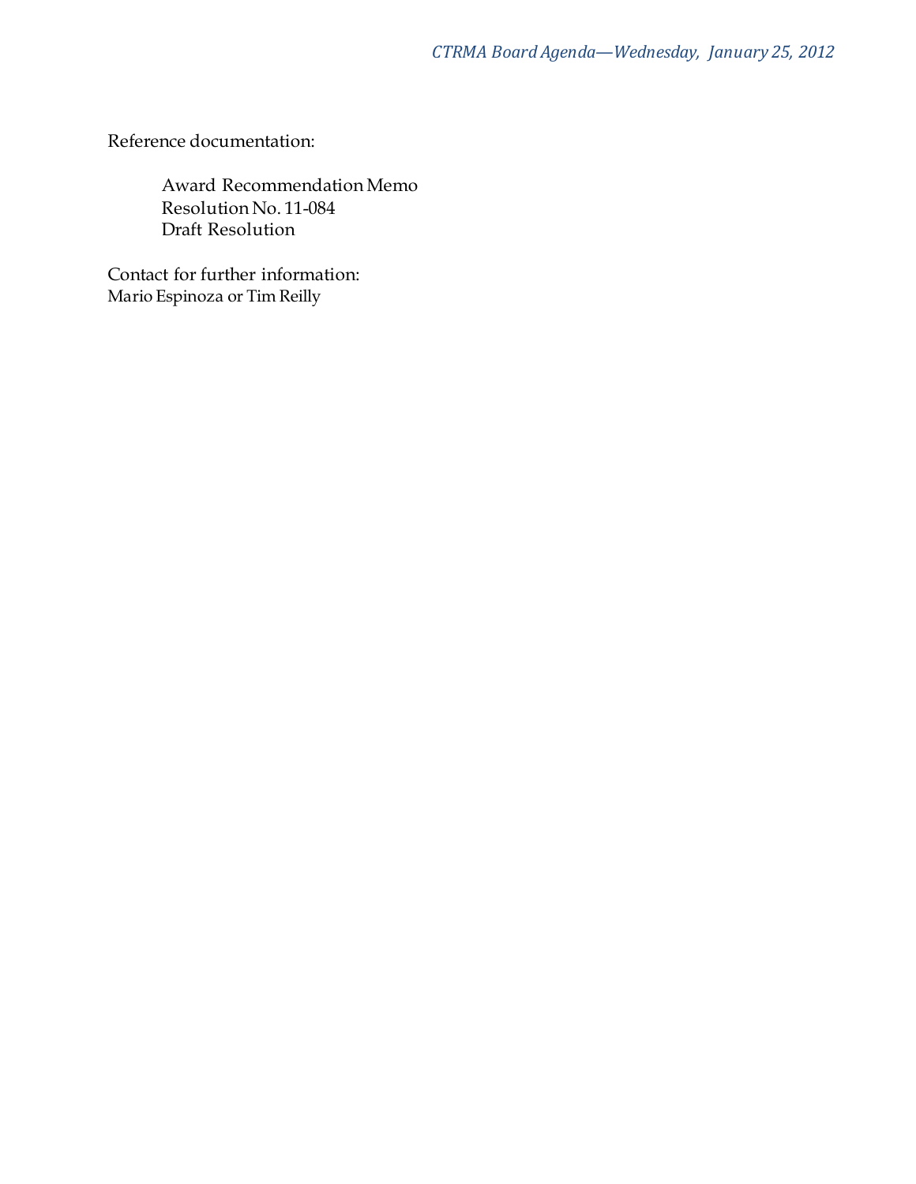Reference documentation:

Award Recommendation Memo
Resolution No. 11-084
Draft Resolution

Contact for further information:
Mario Espinoza or Tim Reilly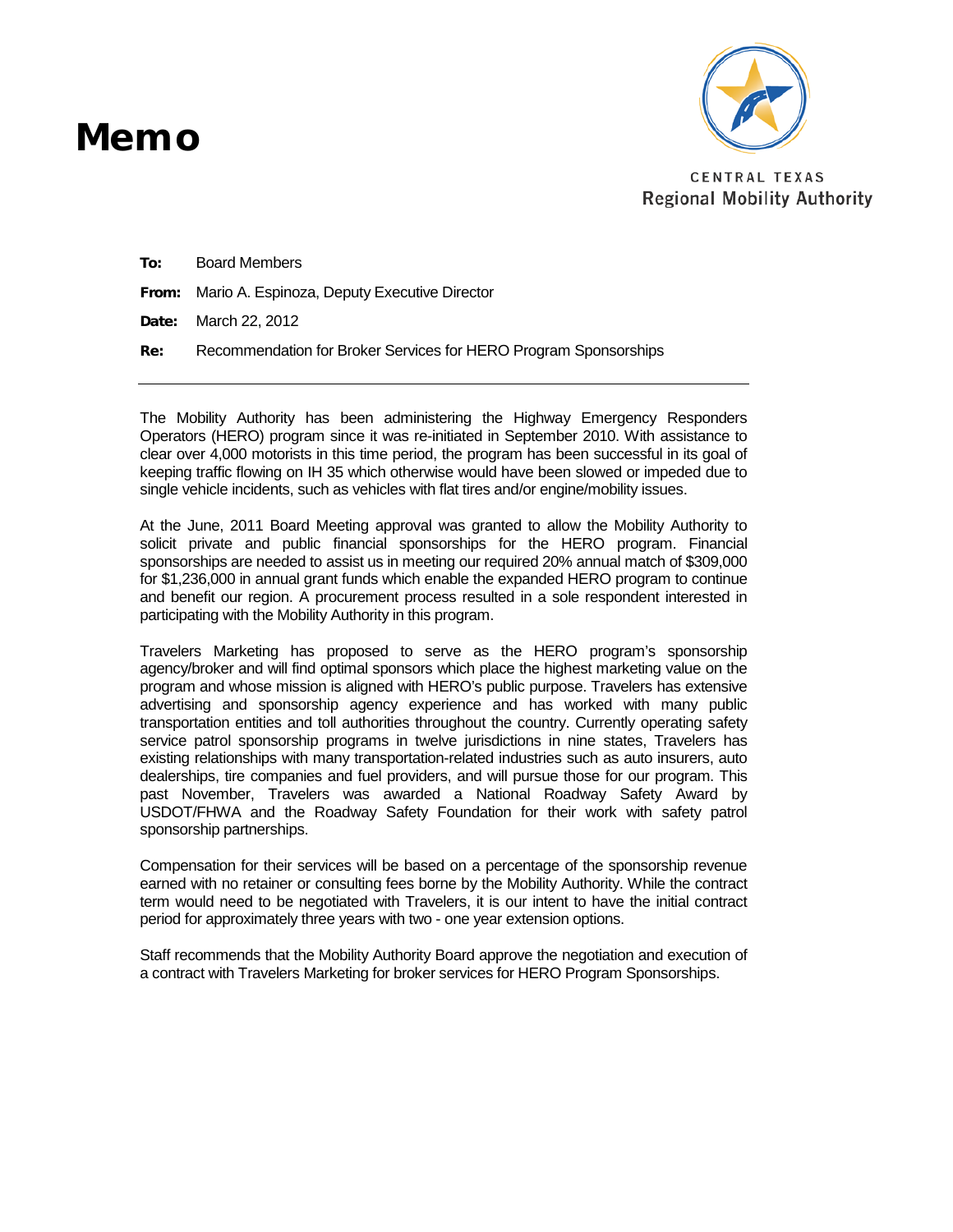# Memo

CENTRAL TEXAS
Regional Mobility Authority

**To:** Board Members

**From:** Mario A. Espinoza, Deputy Executive Director

**Date:** March 22, 2012

**Re:** Recommendation for Broker Services for HERO Program Sponsorships

---

The Mobility Authority has been administering the Highway Emergency Responders Operators (HERO) program since it was re-initiated in September 2010. With assistance to clear over 4,000 motorists in this time period, the program has been successful in its goal of keeping traffic flowing on IH 35 which otherwise would have been slowed or impeded due to single vehicle incidents, such as vehicles with flat tires and/or engine/mobility issues.

At the June, 2011 Board Meeting approval was granted to allow the Mobility Authority to solicit private and public financial sponsorships for the HERO program. Financial sponsorships are needed to assist us in meeting our required 20% annual match of $309,000 for $1,236,000 in annual grant funds which enable the expanded HERO program to continue and benefit our region. A procurement process resulted in a sole respondent interested in participating with the Mobility Authority in this program.

Travelers Marketing has proposed to serve as the HERO program's sponsorship agency/broker and will find optimal sponsors which place the highest marketing value on the program and whose mission is aligned with HERO's public purpose. Travelers has extensive advertising and sponsorship agency experience and has worked with many public transportation entities and toll authorities throughout the country. Currently operating safety service patrol sponsorship programs in twelve jurisdictions in nine states, Travelers has existing relationships with many transportation-related industries such as auto insurers, auto dealerships, tire companies and fuel providers, and will pursue those for our program. This past November, Travelers was awarded a National Roadway Safety Award by USDOT/FHWA and the Roadway Safety Foundation for their work with safety patrol sponsorship partnerships.

Compensation for their services will be based on a percentage of the sponsorship revenue earned with no retainer or consulting fees borne by the Mobility Authority. While the contract term would need to be negotiated with Travelers, it is our intent to have the initial contract period for approximately three years with two - one year extension options.

Staff recommends that the Mobility Authority Board approve the negotiation and execution of a contract with Travelers Marketing for broker services for HERO Program Sponsorships.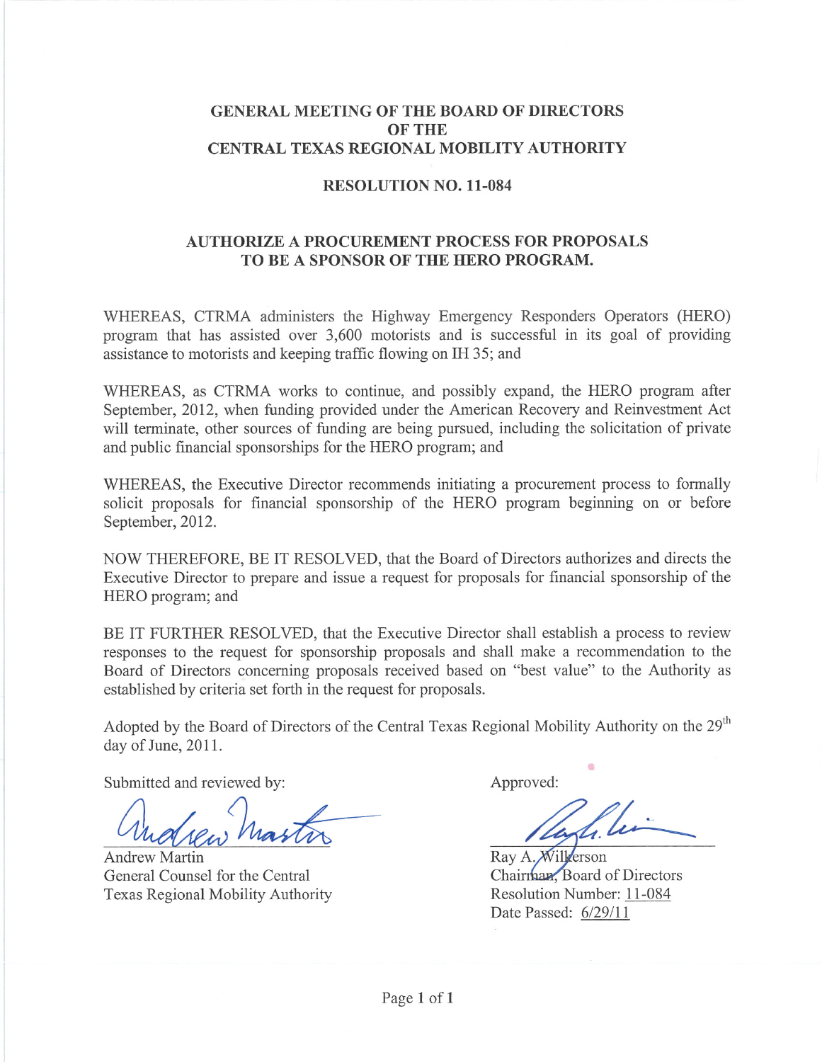# GENERAL MEETING OF THE BOARD OF DIRECTORS OF THE CENTRAL TEXAS REGIONAL MOBILITY AUTHORITY

## RESOLUTION NO. 11-084

## AUTHORIZE A PROCUREMENT PROCESS FOR PROPOSALS TO BE A SPONSOR OF THE HERO PROGRAM.

WHEREAS, CTRMA administers the Highway Emergency Responders Operators (HERO) program that has assisted over 3,600 motorists and is successful in its goal of providing assistance to motorists and keeping traffic flowing on IH 35; and

WHEREAS, as CTRMA works to continue, and possibly expand, the HERO program after September, 2012, when funding provided under the American Recovery and Reinvestment Act will terminate, other sources of funding are being pursued, including the solicitation of private and public financial sponsorships for the HERO program; and

WHEREAS, the Executive Director recommends initiating a procurement process to formally solicit proposals for financial sponsorship of the HERO program beginning on or before September, 2012.

NOW THEREFORE, BE IT RESOLVED, that the Board of Directors authorizes and directs the Executive Director to prepare and issue a request for proposals for financial sponsorship of the HERO program; and

BE IT FURTHER RESOLVED, that the Executive Director shall establish a process to review responses to the request for sponsorship proposals and shall make a recommendation to the Board of Directors concerning proposals received based on "best value" to the Authority as established by criteria set forth in the request for proposals.

Adopted by the Board of Directors of the Central Texas Regional Mobility Authority on the 29th day of June, 2011.

Submitted and reviewed by:

Andrew Martin
General Counsel for the Central Texas Regional Mobility Authority

Approved:

Ray A. Wilkerson
Chairman, Board of Directors
Resolution Number: 11-084
Date Passed: 6/29/11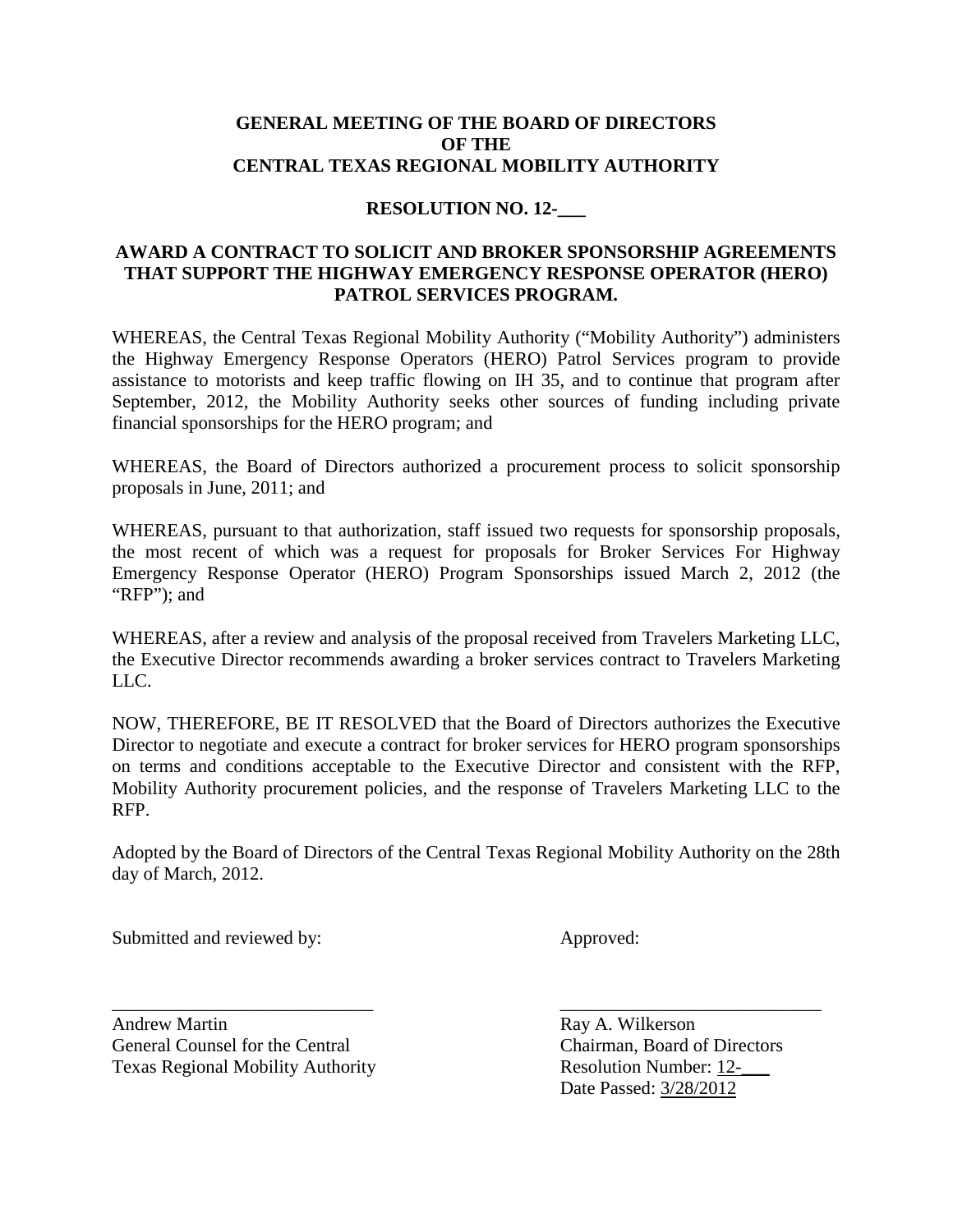**GENERAL MEETING OF THE BOARD OF DIRECTORS**
**OF THE**
**CENTRAL TEXAS REGIONAL MOBILITY AUTHORITY**

**RESOLUTION NO. 12-___**

**AWARD A CONTRACT TO SOLICIT AND BROKER SPONSORSHIP AGREEMENTS THAT SUPPORT THE HIGHWAY EMERGENCY RESPONSE OPERATOR (HERO) PATROL SERVICES PROGRAM.**

WHEREAS, the Central Texas Regional Mobility Authority ("Mobility Authority") administers the Highway Emergency Response Operators (HERO) Patrol Services program to provide assistance to motorists and keep traffic flowing on IH 35, and to continue that program after September, 2012, the Mobility Authority seeks other sources of funding including private financial sponsorships for the HERO program; and

WHEREAS, the Board of Directors authorized a procurement process to solicit sponsorship proposals in June, 2011; and

WHEREAS, pursuant to that authorization, staff issued two requests for sponsorship proposals, the most recent of which was a request for proposals for Broker Services For Highway Emergency Response Operator (HERO) Program Sponsorships issued March 2, 2012 (the "RFP"); and

WHEREAS, after a review and analysis of the proposal received from Travelers Marketing LLC, the Executive Director recommends awarding a broker services contract to Travelers Marketing LLC.

NOW, THEREFORE, BE IT RESOLVED that the Board of Directors authorizes the Executive Director to negotiate and execute a contract for broker services for HERO program sponsorships on terms and conditions acceptable to the Executive Director and consistent with the RFP, Mobility Authority procurement policies, and the response of Travelers Marketing LLC to the RFP.

Adopted by the Board of Directors of the Central Texas Regional Mobility Authority on the 28th day of March, 2012.

Submitted and reviewed by:

\_\_\_\_\_\_\_\_\_\_\_\_\_\_\_\_\_\_\_\_\_\_\_\_\_\_\_\_
Andrew Martin
General Counsel for the Central Texas Regional Mobility Authority

Approved:

\_\_\_\_\_\_\_\_\_\_\_\_\_\_\_\_\_\_\_\_\_\_\_\_\_\_\_\_
Ray A. Wilkerson
Chairman, Board of Directors
Resolution Number: 12-___
Date Passed: 3/28/2012